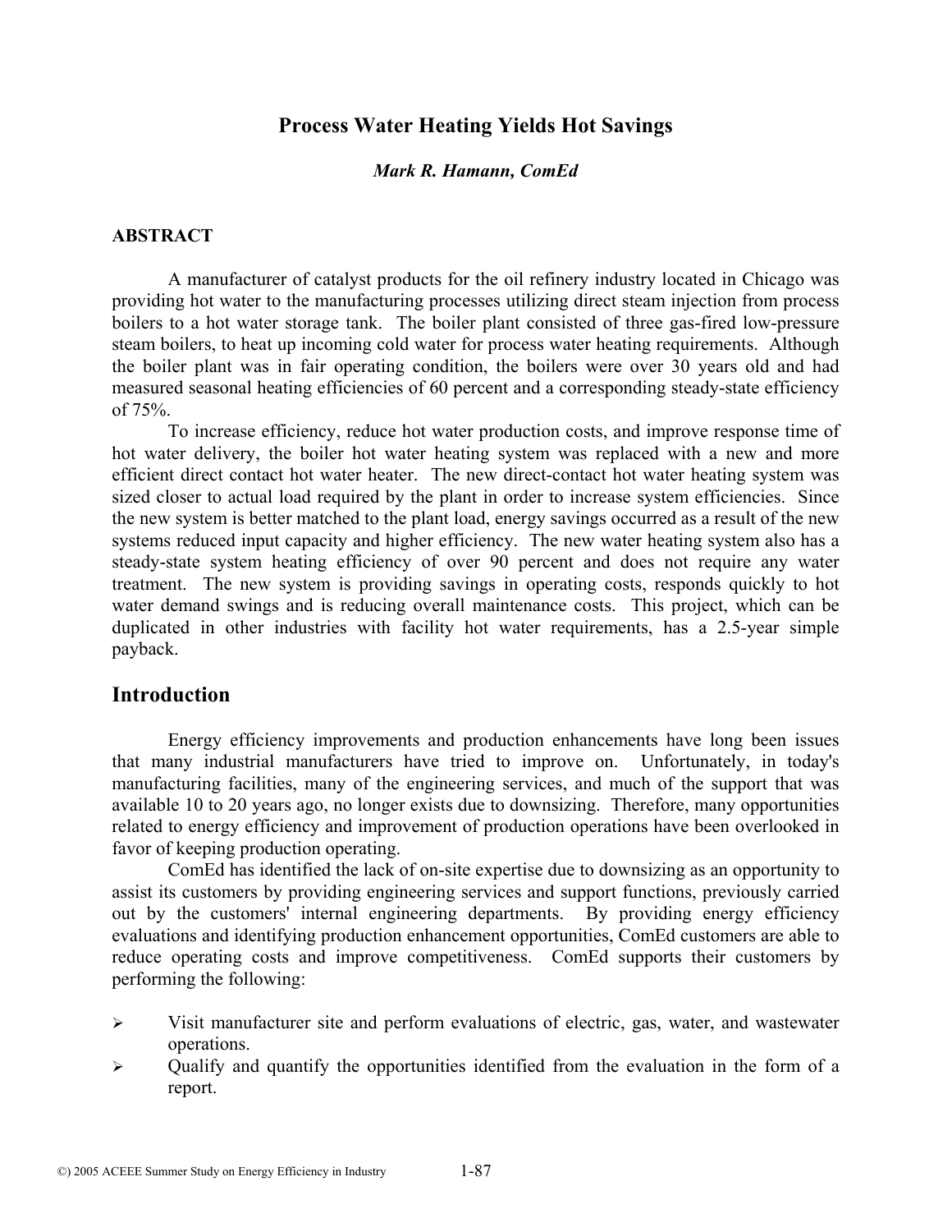# Process Water Heating Yields Hot Savings

***Mark R. Hamann, ComEd***

## ABSTRACT

A manufacturer of catalyst products for the oil refinery industry located in Chicago was providing hot water to the manufacturing processes utilizing direct steam injection from process boilers to a hot water storage tank. The boiler plant consisted of three gas-fired low-pressure steam boilers, to heat up incoming cold water for process water heating requirements. Although the boiler plant was in fair operating condition, the boilers were over 30 years old and had measured seasonal heating efficiencies of 60 percent and a corresponding steady-state efficiency of 75%.

To increase efficiency, reduce hot water production costs, and improve response time of hot water delivery, the boiler hot water heating system was replaced with a new and more efficient direct contact hot water heater. The new direct-contact hot water heating system was sized closer to actual load required by the plant in order to increase system efficiencies. Since the new system is better matched to the plant load, energy savings occurred as a result of the new systems reduced input capacity and higher efficiency. The new water heating system also has a steady-state system heating efficiency of over 90 percent and does not require any water treatment. The new system is providing savings in operating costs, responds quickly to hot water demand swings and is reducing overall maintenance costs. This project, which can be duplicated in other industries with facility hot water requirements, has a 2.5-year simple payback.

## Introduction

Energy efficiency improvements and production enhancements have long been issues that many industrial manufacturers have tried to improve on. Unfortunately, in today's manufacturing facilities, many of the engineering services, and much of the support that was available 10 to 20 years ago, no longer exists due to downsizing. Therefore, many opportunities related to energy efficiency and improvement of production operations have been overlooked in favor of keeping production operating.

ComEd has identified the lack of on-site expertise due to downsizing as an opportunity to assist its customers by providing engineering services and support functions, previously carried out by the customers' internal engineering departments. By providing energy efficiency evaluations and identifying production enhancement opportunities, ComEd customers are able to reduce operating costs and improve competitiveness. ComEd supports their customers by performing the following:

- Visit manufacturer site and perform evaluations of electric, gas, water, and wastewater operations.
- Qualify and quantify the opportunities identified from the evaluation in the form of a report.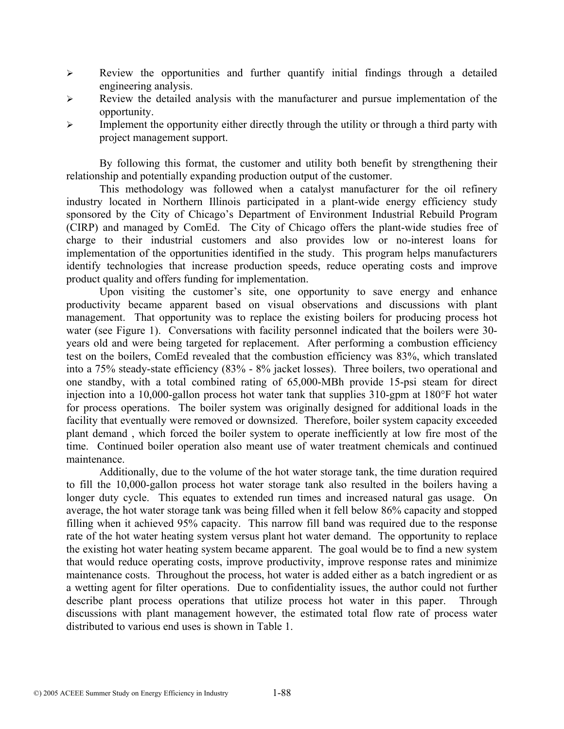- Review the opportunities and further quantify initial findings through a detailed engineering analysis.
- Review the detailed analysis with the manufacturer and pursue implementation of the opportunity.
- Implement the opportunity either directly through the utility or through a third party with project management support.

By following this format, the customer and utility both benefit by strengthening their relationship and potentially expanding production output of the customer.

This methodology was followed when a catalyst manufacturer for the oil refinery industry located in Northern Illinois participated in a plant-wide energy efficiency study sponsored by the City of Chicago's Department of Environment Industrial Rebuild Program (CIRP) and managed by ComEd. The City of Chicago offers the plant-wide studies free of charge to their industrial customers and also provides low or no-interest loans for implementation of the opportunities identified in the study. This program helps manufacturers identify technologies that increase production speeds, reduce operating costs and improve product quality and offers funding for implementation.

Upon visiting the customer's site, one opportunity to save energy and enhance productivity became apparent based on visual observations and discussions with plant management. That opportunity was to replace the existing boilers for producing process hot water (see Figure 1). Conversations with facility personnel indicated that the boilers were 30-years old and were being targeted for replacement. After performing a combustion efficiency test on the boilers, ComEd revealed that the combustion efficiency was 83%, which translated into a 75% steady-state efficiency (83% - 8% jacket losses). Three boilers, two operational and one standby, with a total combined rating of 65,000-MBh provide 15-psi steam for direct injection into a 10,000-gallon process hot water tank that supplies 310-gpm at 180°F hot water for process operations. The boiler system was originally designed for additional loads in the facility that eventually were removed or downsized. Therefore, boiler system capacity exceeded plant demand , which forced the boiler system to operate inefficiently at low fire most of the time. Continued boiler operation also meant use of water treatment chemicals and continued maintenance.

Additionally, due to the volume of the hot water storage tank, the time duration required to fill the 10,000-gallon process hot water storage tank also resulted in the boilers having a longer duty cycle. This equates to extended run times and increased natural gas usage. On average, the hot water storage tank was being filled when it fell below 86% capacity and stopped filling when it achieved 95% capacity. This narrow fill band was required due to the response rate of the hot water heating system versus plant hot water demand. The opportunity to replace the existing hot water heating system became apparent. The goal would be to find a new system that would reduce operating costs, improve productivity, improve response rates and minimize maintenance costs. Throughout the process, hot water is added either as a batch ingredient or as a wetting agent for filter operations. Due to confidentiality issues, the author could not further describe plant process operations that utilize process hot water in this paper. Through discussions with plant management however, the estimated total flow rate of process water distributed to various end uses is shown in Table 1.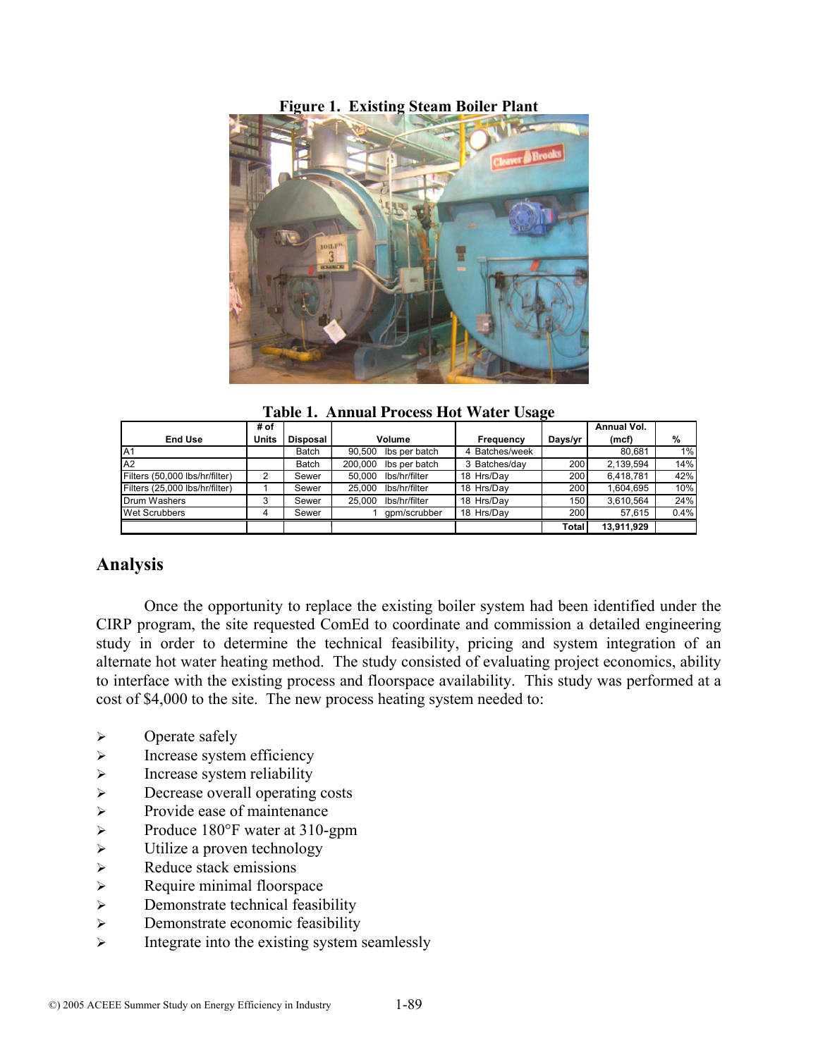**Figure 1. Existing Steam Boiler Plant**

**Table 1. Annual Process Hot Water Usage**

| End Use | # of Units | Disposal | Volume | | Frequency | Days/yr | Annual Vol. (mcf) | % |
|---|---|---|---|---|---|---|---|---|
| A1 | | Batch | 90,500 | lbs per batch | 4 Batches/week | | 80,681 | 1% |
| A2 | | Batch | 200,000 | lbs per batch | 3 Batches/day | 200 | 2,139,594 | 14% |
| Filters (50,000 lbs/hr/filter) | 2 | Sewer | 50,000 | lbs/hr/filter | 18 Hrs/Day | 200 | 6,418,781 | 42% |
| Filters (25,000 lbs/hr/filter) | 1 | Sewer | 25,000 | lbs/hr/filter | 18 Hrs/Day | 200 | 1,604,695 | 10% |
| Drum Washers | 3 | Sewer | 25,000 | lbs/hr/filter | 18 Hrs/Day | 150 | 3,610,564 | 24% |
| Wet Scrubbers | 4 | Sewer | 1 | gpm/scrubber | 18 Hrs/Day | 200 | 57,615 | 0.4% |
| | | | | | | **Total** | **13,911,929** | |

## Analysis

Once the opportunity to replace the existing boiler system had been identified under the CIRP program, the site requested ComEd to coordinate and commission a detailed engineering study in order to determine the technical feasibility, pricing and system integration of an alternate hot water heating method. The study consisted of evaluating project economics, ability to interface with the existing process and floorspace availability. This study was performed at a cost of $4,000 to the site. The new process heating system needed to:

- Operate safely
- Increase system efficiency
- Increase system reliability
- Decrease overall operating costs
- Provide ease of maintenance
- Produce 180°F water at 310-gpm
- Utilize a proven technology
- Reduce stack emissions
- Require minimal floorspace
- Demonstrate technical feasibility
- Demonstrate economic feasibility
- Integrate into the existing system seamlessly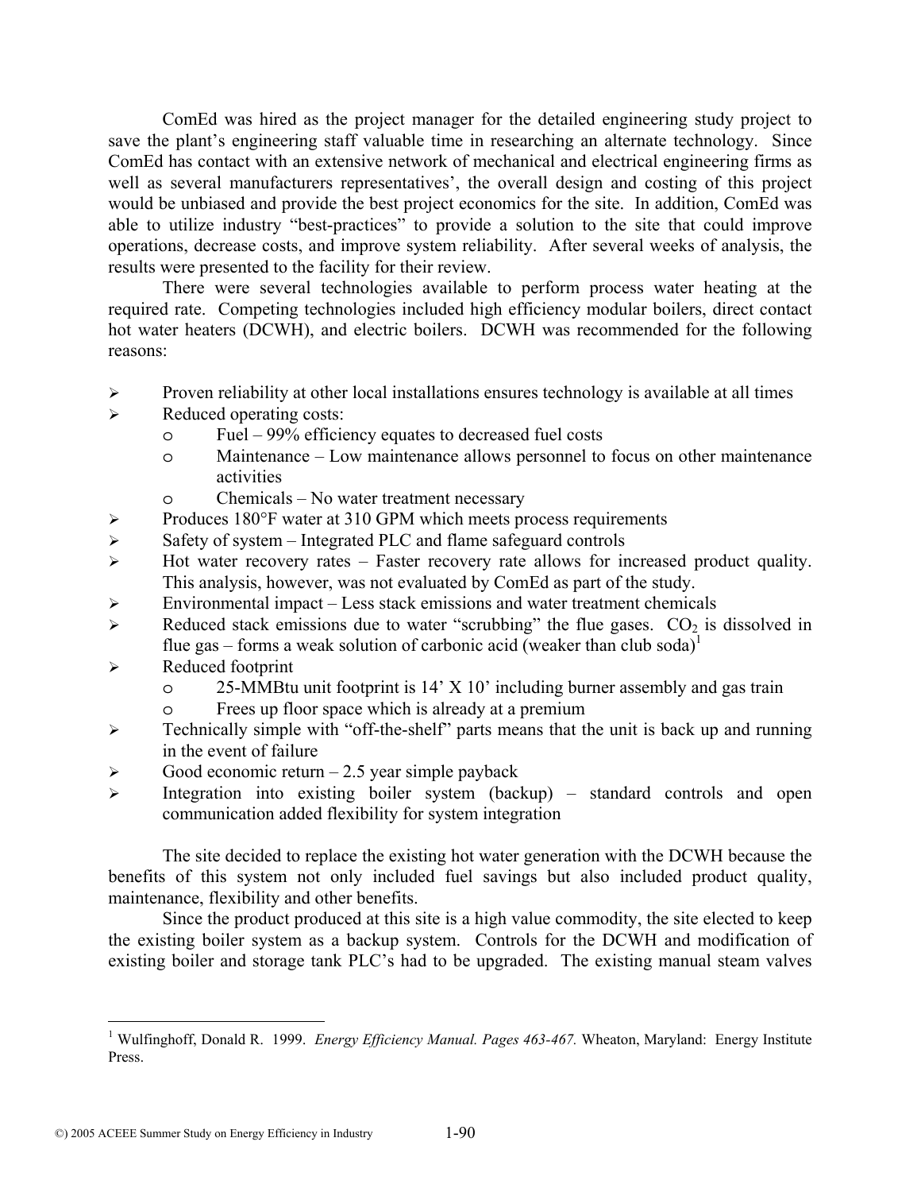ComEd was hired as the project manager for the detailed engineering study project to save the plant's engineering staff valuable time in researching an alternate technology. Since ComEd has contact with an extensive network of mechanical and electrical engineering firms as well as several manufacturers representatives', the overall design and costing of this project would be unbiased and provide the best project economics for the site. In addition, ComEd was able to utilize industry "best-practices" to provide a solution to the site that could improve operations, decrease costs, and improve system reliability. After several weeks of analysis, the results were presented to the facility for their review.

There were several technologies available to perform process water heating at the required rate. Competing technologies included high efficiency modular boilers, direct contact hot water heaters (DCWH), and electric boilers. DCWH was recommended for the following reasons:

- Proven reliability at other local installations ensures technology is available at all times
- Reduced operating costs:
  - Fuel – 99% efficiency equates to decreased fuel costs
  - Maintenance – Low maintenance allows personnel to focus on other maintenance activities
  - Chemicals – No water treatment necessary
- Produces 180°F water at 310 GPM which meets process requirements
- Safety of system – Integrated PLC and flame safeguard controls
- Hot water recovery rates – Faster recovery rate allows for increased product quality. This analysis, however, was not evaluated by ComEd as part of the study.
- Environmental impact – Less stack emissions and water treatment chemicals
- Reduced stack emissions due to water "scrubbing" the flue gases. $CO_2$ is dissolved in flue gas – forms a weak solution of carbonic acid (weaker than club soda)[1]
- Reduced footprint
  - 25-MMBtu unit footprint is 14' X 10' including burner assembly and gas train
  - Frees up floor space which is already at a premium
- Technically simple with "off-the-shelf" parts means that the unit is back up and running in the event of failure
- Good economic return – 2.5 year simple payback
- Integration into existing boiler system (backup) – standard controls and open communication added flexibility for system integration

The site decided to replace the existing hot water generation with the DCWH because the benefits of this system not only included fuel savings but also included product quality, maintenance, flexibility and other benefits.

Since the product produced at this site is a high value commodity, the site elected to keep the existing boiler system as a backup system. Controls for the DCWH and modification of existing boiler and storage tank PLC's had to be upgraded. The existing manual steam valves

---

[1] Wulfinghoff, Donald R. 1999. *Energy Efficiency Manual. Pages 463-467.* Wheaton, Maryland: Energy Institute Press.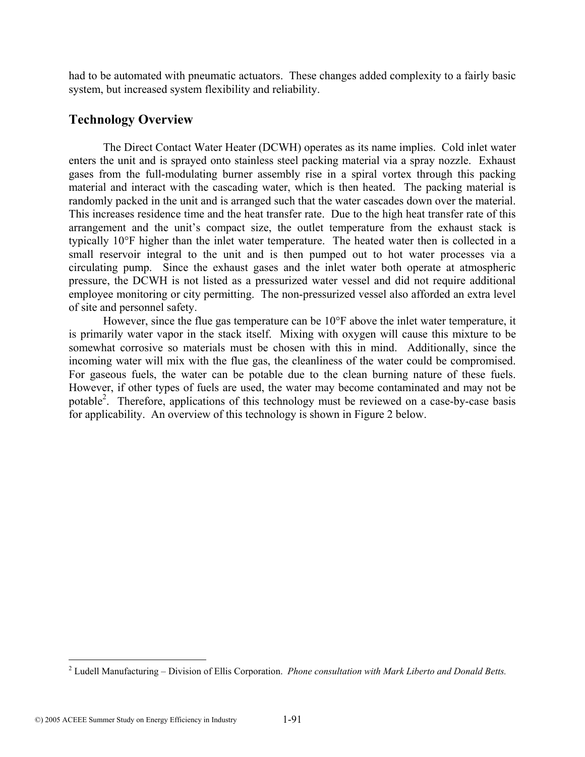had to be automated with pneumatic actuators. These changes added complexity to a fairly basic system, but increased system flexibility and reliability.

## Technology Overview

The Direct Contact Water Heater (DCWH) operates as its name implies. Cold inlet water enters the unit and is sprayed onto stainless steel packing material via a spray nozzle. Exhaust gases from the full-modulating burner assembly rise in a spiral vortex through this packing material and interact with the cascading water, which is then heated. The packing material is randomly packed in the unit and is arranged such that the water cascades down over the material. This increases residence time and the heat transfer rate. Due to the high heat transfer rate of this arrangement and the unit's compact size, the outlet temperature from the exhaust stack is typically 10°F higher than the inlet water temperature. The heated water then is collected in a small reservoir integral to the unit and is then pumped out to hot water processes via a circulating pump. Since the exhaust gases and the inlet water both operate at atmospheric pressure, the DCWH is not listed as a pressurized water vessel and did not require additional employee monitoring or city permitting. The non-pressurized vessel also afforded an extra level of site and personnel safety.

However, since the flue gas temperature can be 10°F above the inlet water temperature, it is primarily water vapor in the stack itself. Mixing with oxygen will cause this mixture to be somewhat corrosive so materials must be chosen with this in mind. Additionally, since the incoming water will mix with the flue gas, the cleanliness of the water could be compromised. For gaseous fuels, the water can be potable due to the clean burning nature of these fuels. However, if other types of fuels are used, the water may become contaminated and may not be potable[2]. Therefore, applications of this technology must be reviewed on a case-by-case basis for applicability. An overview of this technology is shown in Figure 2 below.

---

[2] Ludell Manufacturing – Division of Ellis Corporation. *Phone consultation with Mark Liberto and Donald Betts.*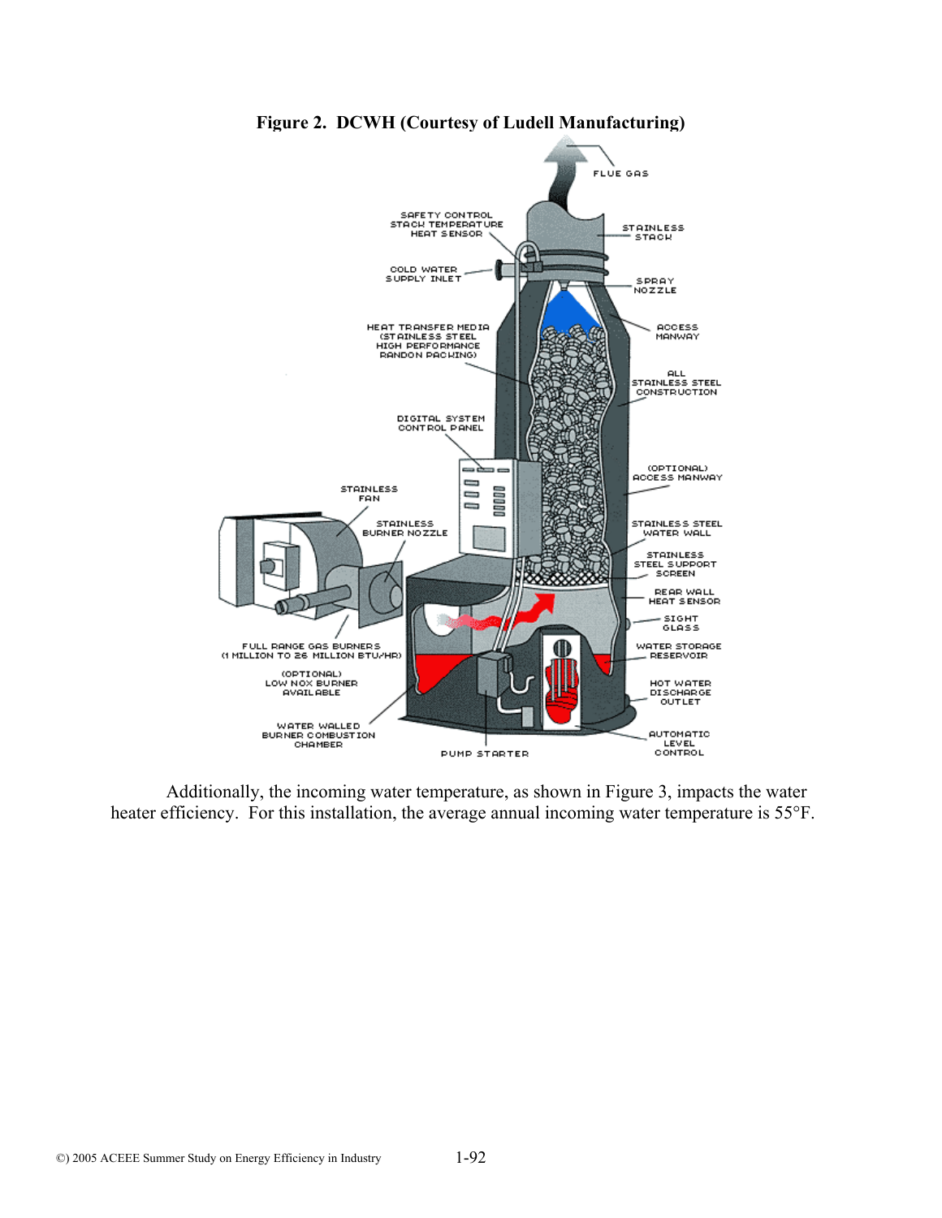**Figure 2. DCWH (Courtesy of Ludell Manufacturing)**

Additionally, the incoming water temperature, as shown in Figure 3, impacts the water heater efficiency. For this installation, the average annual incoming water temperature is 55°F.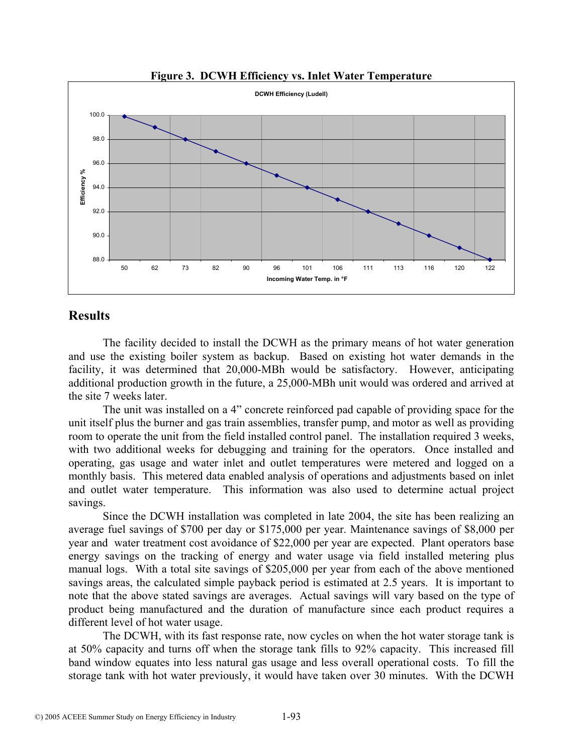**Figure 3. DCWH Efficiency vs. Inlet Water Temperature**

## Results

The facility decided to install the DCWH as the primary means of hot water generation and use the existing boiler system as backup. Based on existing hot water demands in the facility, it was determined that 20,000-MBh would be satisfactory. However, anticipating additional production growth in the future, a 25,000-MBh unit would was ordered and arrived at the site 7 weeks later.

The unit was installed on a 4" concrete reinforced pad capable of providing space for the unit itself plus the burner and gas train assemblies, transfer pump, and motor as well as providing room to operate the unit from the field installed control panel. The installation required 3 weeks, with two additional weeks for debugging and training for the operators. Once installed and operating, gas usage and water inlet and outlet temperatures were metered and logged on a monthly basis. This metered data enabled analysis of operations and adjustments based on inlet and outlet water temperature. This information was also used to determine actual project savings.

Since the DCWH installation was completed in late 2004, the site has been realizing an average fuel savings of $700 per day or $175,000 per year. Maintenance savings of $8,000 per year and water treatment cost avoidance of $22,000 per year are expected. Plant operators base energy savings on the tracking of energy and water usage via field installed metering plus manual logs. With a total site savings of $205,000 per year from each of the above mentioned savings areas, the calculated simple payback period is estimated at 2.5 years. It is important to note that the above stated savings are averages. Actual savings will vary based on the type of product being manufactured and the duration of manufacture since each product requires a different level of hot water usage.

The DCWH, with its fast response rate, now cycles on when the hot water storage tank is at 50% capacity and turns off when the storage tank fills to 92% capacity. This increased fill band window equates into less natural gas usage and less overall operational costs. To fill the storage tank with hot water previously, it would have taken over 30 minutes. With the DCWH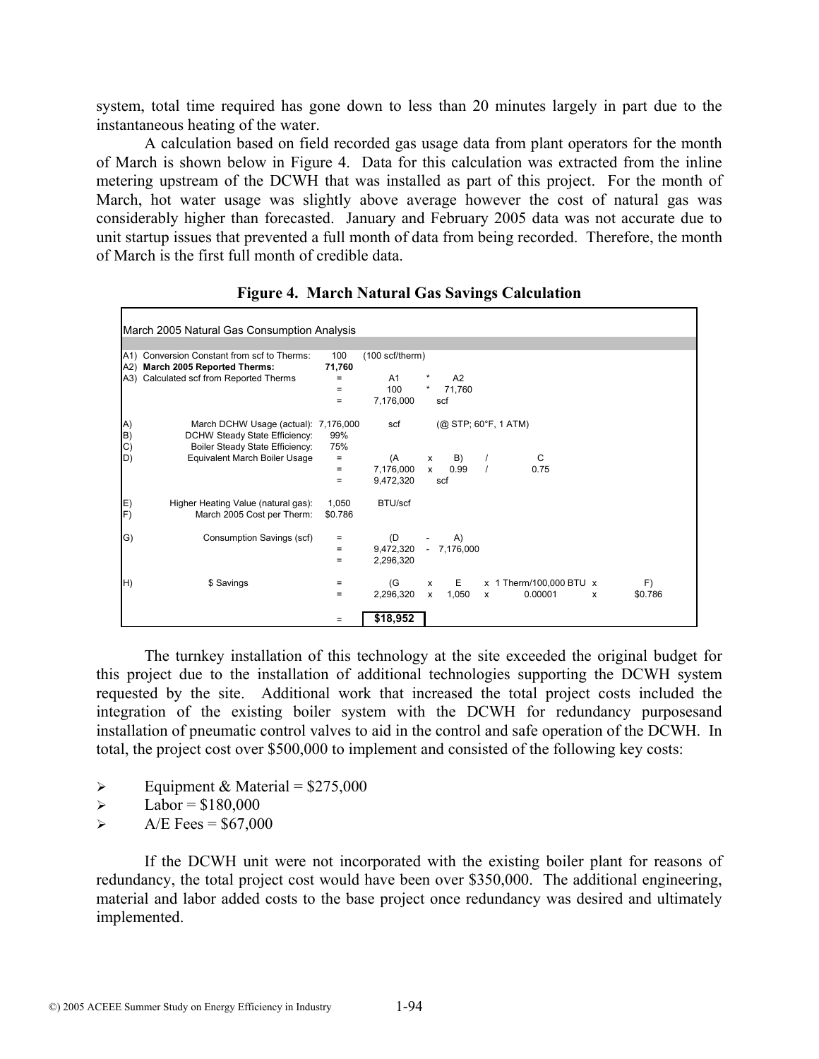system, total time required has gone down to less than 20 minutes largely in part due to the instantaneous heating of the water.

A calculation based on field recorded gas usage data from plant operators for the month of March is shown below in Figure 4. Data for this calculation was extracted from the inline metering upstream of the DCWH that was installed as part of this project. For the month of March, hot water usage was slightly above average however the cost of natural gas was considerably higher than forecasted. January and February 2005 data was not accurate due to unit startup issues that prevented a full month of data from being recorded. Therefore, the month of March is the first full month of credible data.

**Figure 4. March Natural Gas Savings Calculation**

| March 2005 Natural Gas Consumption Analysis | | | | | | | | | | |
|---|---|---|---|---|---|---|---|---|---|---|
| A1) | Conversion Constant from scf to Therms: | 100 | (100 scf/therm) | | | | | | | |
| A2) | **March 2005 Reported Therms:** | **71,760** | | | | | | | | |
| A3) | Calculated scf from Reported Therms | = | A1 | * | A2 | | | | | |
| | | = | 100 | * | 71,760 | | | | | |
| | | = | 7,176,000 | | scf | | | | | |
| A) | March DCHW Usage (actual): | 7,176,000 | scf | | (@ STP; 60°F, 1 ATM) | | | | | |
| B) | DCHW Steady State Efficiency: | 99% | | | | | | | | |
| C) | Boiler Steady State Efficiency: | 75% | | | | | | | | |
| D) | Equivalent March Boiler Usage | = | (A | x | B) | / | C | | | |
| | | = | 7,176,000 | x | 0.99 | / | 0.75 | | | |
| | | = | 9,472,320 | | scf | | | | | |
| E) | Higher Heating Value (natural gas): | 1,050 | BTU/scf | | | | | | | |
| F) | March 2005 Cost per Therm: | $0.786 | | | | | | | | |
| G) | Consumption Savings (scf) | = | (D | - | A) | | | | | |
| | | = | 9,472,320 | - | 7,176,000 | | | | | |
| | | = | 2,296,320 | | | | | | | |
| H) | $ Savings | = | (G | x | E | x | 1 Therm/100,000 BTU | x | | F) |
| | | = | 2,296,320 | x | 1,050 | x | 0.00001 | x | | $0.786 |
| | | = | **$18,952** | | | | | | | |

The turnkey installation of this technology at the site exceeded the original budget for this project due to the installation of additional technologies supporting the DCWH system requested by the site. Additional work that increased the total project costs included the integration of the existing boiler system with the DCWH for redundancy purposesand installation of pneumatic control valves to aid in the control and safe operation of the DCWH. In total, the project cost over $500,000 to implement and consisted of the following key costs:

- Equipment & Material = $275,000
- Labor = $180,000
- A/E Fees = $67,000

If the DCWH unit were not incorporated with the existing boiler plant for reasons of redundancy, the total project cost would have been over $350,000. The additional engineering, material and labor added costs to the base project once redundancy was desired and ultimately implemented.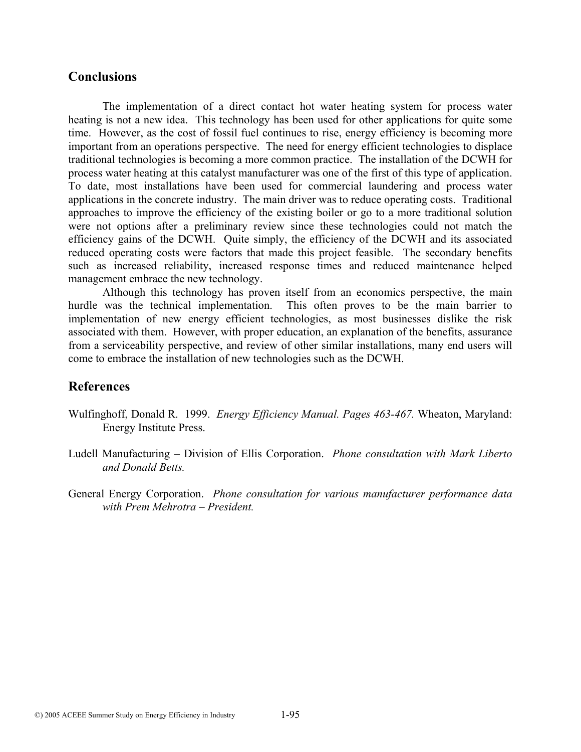## Conclusions

The implementation of a direct contact hot water heating system for process water heating is not a new idea. This technology has been used for other applications for quite some time. However, as the cost of fossil fuel continues to rise, energy efficiency is becoming more important from an operations perspective. The need for energy efficient technologies to displace traditional technologies is becoming a more common practice. The installation of the DCWH for process water heating at this catalyst manufacturer was one of the first of this type of application. To date, most installations have been used for commercial laundering and process water applications in the concrete industry. The main driver was to reduce operating costs. Traditional approaches to improve the efficiency of the existing boiler or go to a more traditional solution were not options after a preliminary review since these technologies could not match the efficiency gains of the DCWH. Quite simply, the efficiency of the DCWH and its associated reduced operating costs were factors that made this project feasible. The secondary benefits such as increased reliability, increased response times and reduced maintenance helped management embrace the new technology.

Although this technology has proven itself from an economics perspective, the main hurdle was the technical implementation. This often proves to be the main barrier to implementation of new energy efficient technologies, as most businesses dislike the risk associated with them. However, with proper education, an explanation of the benefits, assurance from a serviceability perspective, and review of other similar installations, many end users will come to embrace the installation of new technologies such as the DCWH.

## References

Wulfinghoff, Donald R. 1999. *Energy Efficiency Manual. Pages 463-467.* Wheaton, Maryland: Energy Institute Press.

Ludell Manufacturing – Division of Ellis Corporation. *Phone consultation with Mark Liberto and Donald Betts.*

General Energy Corporation. *Phone consultation for various manufacturer performance data with Prem Mehrotra – President.*